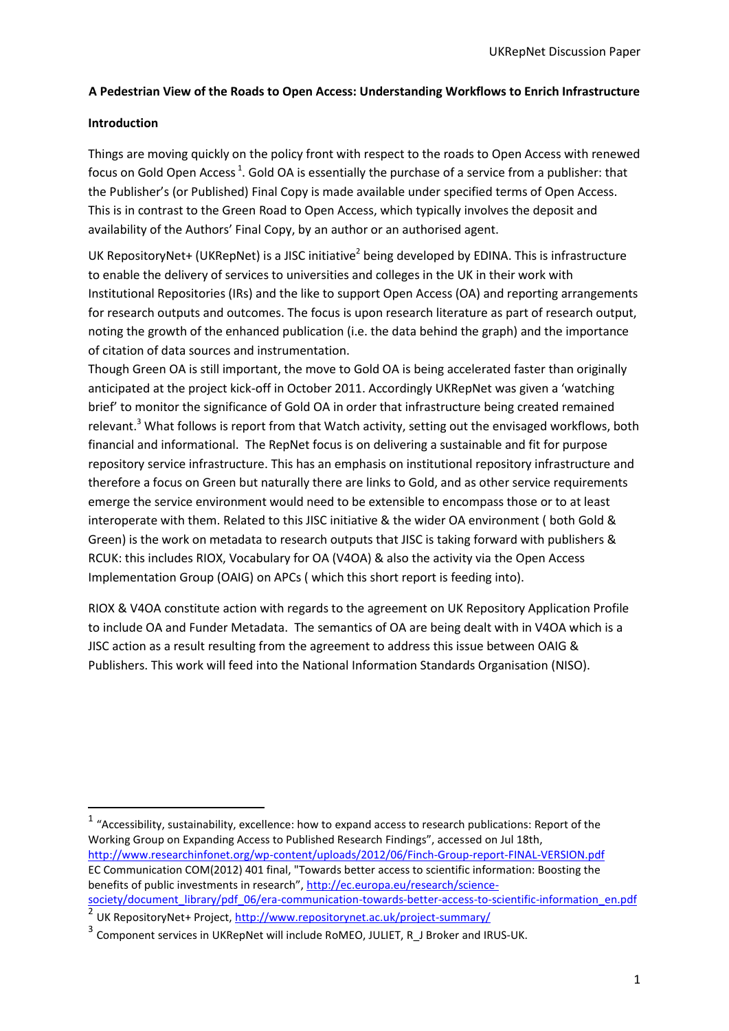**A Pedestrian View of the Roads to Open Access: Understanding Workflows to Enrich Infrastructure**

**Introduction**

Things are moving quickly on the policy front with respect to the roads to Open Access with renewed focus on Gold Open Access [1]. Gold OA is essentially the purchase of a service from a publisher: that the Publisher's (or Published) Final Copy is made available under specified terms of Open Access. This is in contrast to the Green Road to Open Access, which typically involves the deposit and availability of the Authors' Final Copy, by an author or an authorised agent.

UK RepositoryNet+ (UKRepNet) is a JISC initiative[2] being developed by EDINA. This is infrastructure to enable the delivery of services to universities and colleges in the UK in their work with Institutional Repositories (IRs) and the like to support Open Access (OA) and reporting arrangements for research outputs and outcomes. The focus is upon research literature as part of research output, noting the growth of the enhanced publication (i.e. the data behind the graph) and the importance of citation of data sources and instrumentation.
Though Green OA is still important, the move to Gold OA is being accelerated faster than originally anticipated at the project kick-off in October 2011. Accordingly UKRepNet was given a 'watching brief' to monitor the significance of Gold OA in order that infrastructure being created remained relevant.[3] What follows is report from that Watch activity, setting out the envisaged workflows, both financial and informational. The RepNet focus is on delivering a sustainable and fit for purpose repository service infrastructure. This has an emphasis on institutional repository infrastructure and therefore a focus on Green but naturally there are links to Gold, and as other service requirements emerge the service environment would need to be extensible to encompass those or to at least interoperate with them. Related to this JISC initiative & the wider OA environment ( both Gold & Green) is the work on metadata to research outputs that JISC is taking forward with publishers & RCUK: this includes RIOX, Vocabulary for OA (V4OA) & also the activity via the Open Access Implementation Group (OAIG) on APCs ( which this short report is feeding into).

RIOX & V4OA constitute action with regards to the agreement on UK Repository Application Profile to include OA and Funder Metadata. The semantics of OA are being dealt with in V4OA which is a JISC action as a result resulting from the agreement to address this issue between OAIG & Publishers. This work will feed into the National Information Standards Organisation (NISO).

---

[1] "Accessibility, sustainability, excellence: how to expand access to research publications: Report of the Working Group on Expanding Access to Published Research Findings", accessed on Jul 18th, http://www.researchinfonet.org/wp-content/uploads/2012/06/Finch-Group-report-FINAL-VERSION.pdf
EC Communication COM(2012) 401 final, "Towards better access to scientific information: Boosting the benefits of public investments in research", http://ec.europa.eu/research/science-society/document_library/pdf_06/era-communication-towards-better-access-to-scientific-information_en.pdf

[2] UK RepositoryNet+ Project, http://www.repositorynet.ac.uk/project-summary/

[3] Component services in UKRepNet will include RoMEO, JULIET, R_J Broker and IRUS-UK.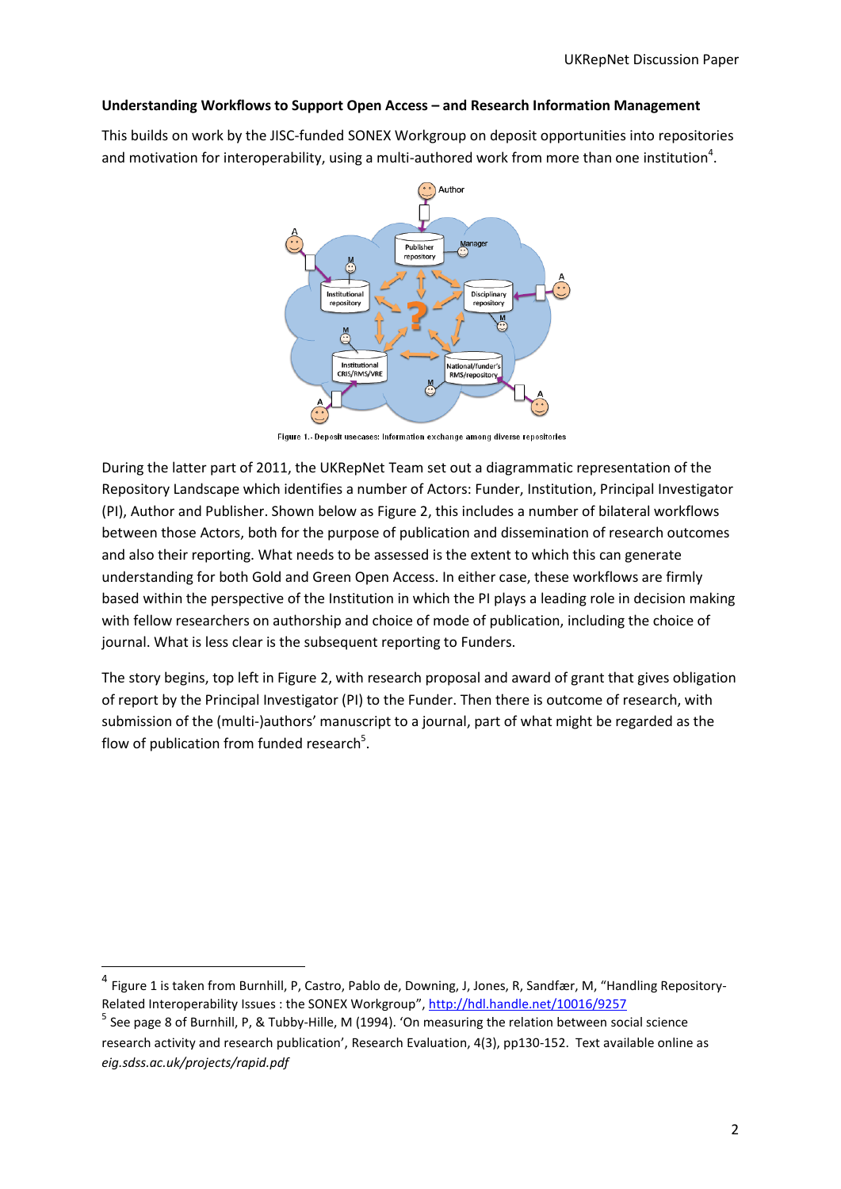## Understanding Workflows to Support Open Access – and Research Information Management

This builds on work by the JISC-funded SONEX Workgroup on deposit opportunities into repositories and motivation for interoperability, using a multi-authored work from more than one institution[4].

Figure 1.- Deposit usecases: Information exchange among diverse repositories

During the latter part of 2011, the UKRepNet Team set out a diagrammatic representation of the Repository Landscape which identifies a number of Actors: Funder, Institution, Principal Investigator (PI), Author and Publisher. Shown below as Figure 2, this includes a number of bilateral workflows between those Actors, both for the purpose of publication and dissemination of research outcomes and also their reporting. What needs to be assessed is the extent to which this can generate understanding for both Gold and Green Open Access. In either case, these workflows are firmly based within the perspective of the Institution in which the PI plays a leading role in decision making with fellow researchers on authorship and choice of mode of publication, including the choice of journal. What is less clear is the subsequent reporting to Funders.

The story begins, top left in Figure 2, with research proposal and award of grant that gives obligation of report by the Principal Investigator (PI) to the Funder. Then there is outcome of research, with submission of the (multi-)authors' manuscript to a journal, part of what might be regarded as the flow of publication from funded research[5].

---

[4] Figure 1 is taken from Burnhill, P, Castro, Pablo de, Downing, J, Jones, R, Sandfær, M, "Handling Repository-Related Interoperability Issues : the SONEX Workgroup", http://hdl.handle.net/10016/9257

[5] See page 8 of Burnhill, P, & Tubby-Hille, M (1994). 'On measuring the relation between social science research activity and research publication', Research Evaluation, 4(3), pp130-152. Text available online as *eig.sdss.ac.uk/projects/rapid.pdf*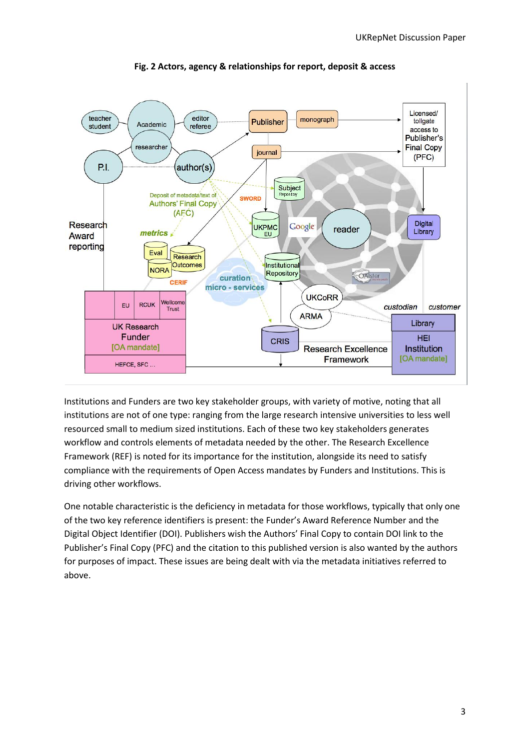**Fig. 2 Actors, agency & relationships for report, deposit & access**

Institutions and Funders are two key stakeholder groups, with variety of motive, noting that all institutions are not of one type: ranging from the large research intensive universities to less well resourced small to medium sized institutions. Each of these two key stakeholders generates workflow and controls elements of metadata needed by the other. The Research Excellence Framework (REF) is noted for its importance for the institution, alongside its need to satisfy compliance with the requirements of Open Access mandates by Funders and Institutions. This is driving other workflows.

One notable characteristic is the deficiency in metadata for those workflows, typically that only one of the two key reference identifiers is present: the Funder's Award Reference Number and the Digital Object Identifier (DOI). Publishers wish the Authors' Final Copy to contain DOI link to the Publisher's Final Copy (PFC) and the citation to this published version is also wanted by the authors for purposes of impact. These issues are being dealt with via the metadata initiatives referred to above.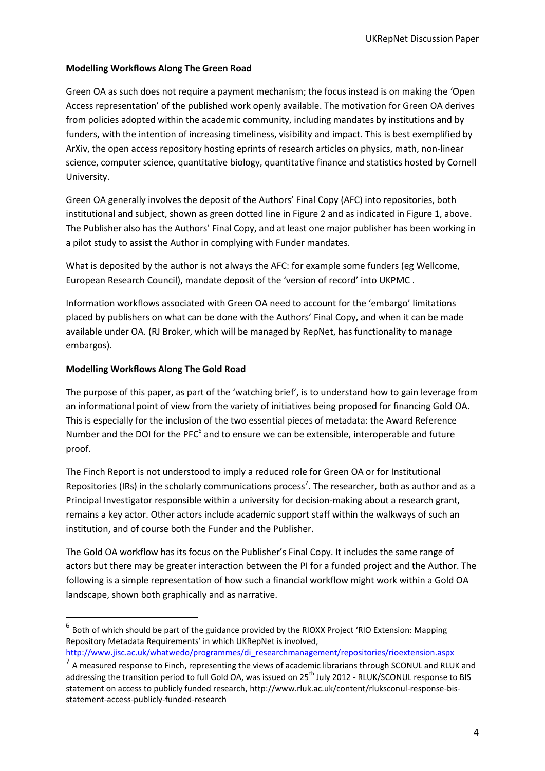**Modelling Workflows Along The Green Road**

Green OA as such does not require a payment mechanism; the focus instead is on making the 'Open Access representation' of the published work openly available. The motivation for Green OA derives from policies adopted within the academic community, including mandates by institutions and by funders, with the intention of increasing timeliness, visibility and impact. This is best exemplified by ArXiv, the open access repository hosting eprints of research articles on physics, math, non-linear science, computer science, quantitative biology, quantitative finance and statistics hosted by Cornell University.

Green OA generally involves the deposit of the Authors' Final Copy (AFC) into repositories, both institutional and subject, shown as green dotted line in Figure 2 and as indicated in Figure 1, above. The Publisher also has the Authors' Final Copy, and at least one major publisher has been working in a pilot study to assist the Author in complying with Funder mandates.

What is deposited by the author is not always the AFC: for example some funders (eg Wellcome, European Research Council), mandate deposit of the 'version of record' into UKPMC .

Information workflows associated with Green OA need to account for the 'embargo' limitations placed by publishers on what can be done with the Authors' Final Copy, and when it can be made available under OA. (RJ Broker, which will be managed by RepNet, has functionality to manage embargos).

**Modelling Workflows Along The Gold Road**

The purpose of this paper, as part of the 'watching brief', is to understand how to gain leverage from an informational point of view from the variety of initiatives being proposed for financing Gold OA. This is especially for the inclusion of the two essential pieces of metadata: the Award Reference Number and the DOI for the PFC[6] and to ensure we can be extensible, interoperable and future proof.

The Finch Report is not understood to imply a reduced role for Green OA or for Institutional Repositories (IRs) in the scholarly communications process[7]. The researcher, both as author and as a Principal Investigator responsible within a university for decision-making about a research grant, remains a key actor. Other actors include academic support staff within the walkways of such an institution, and of course both the Funder and the Publisher.

The Gold OA workflow has its focus on the Publisher's Final Copy. It includes the same range of actors but there may be greater interaction between the PI for a funded project and the Author. The following is a simple representation of how such a financial workflow might work within a Gold OA landscape, shown both graphically and as narrative.

---

[6] Both of which should be part of the guidance provided by the RIOXX Project 'RIO Extension: Mapping Repository Metadata Requirements' in which UKRepNet is involved, http://www.jisc.ac.uk/whatwedo/programmes/di_researchmanagement/repositories/rioextension.aspx

[7] A measured response to Finch, representing the views of academic librarians through SCONUL and RLUK and addressing the transition period to full Gold OA, was issued on 25th July 2012 - RLUK/SCONUL response to BIS statement on access to publicly funded research, http://www.rluk.ac.uk/content/rluksconul-response-bis-statement-access-publicly-funded-research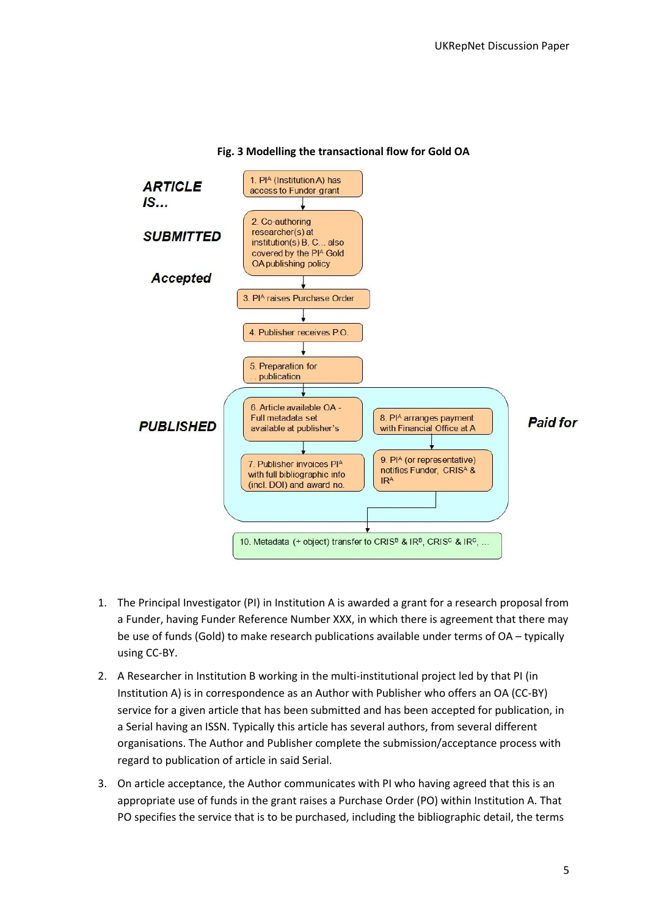**Fig. 3 Modelling the transactional flow for Gold OA**

***ARTICLE IS...***

***SUBMITTED***

1. $PI^A$ (Institution A) has access to Funder grant
2. Co-authoring researcher(s) at institution(s) B, C... also covered by the $PI^A$ Gold OA publishing policy

***Accepted***

3. $PI^A$ raises Purchase Order
4. Publisher receives P.O.
5. Preparation for . . publication

***PUBLISHED***

6. Article available OA - Full metadata set available at publisher's
7. Publisher invoices $PI^A$ with full bibliographic info (incl. DOI) and award no.

***Paid for***

8. $PI^A$ arranges payment with Financial Office at A
9. $PI^A$ (or representative) notifies Funder, $CRIS^A$ & $IR^A$

10. Metadata (+ object) transfer to $CRIS^B$ & $IR^B$, $CRIS^C$ & $IR^C$, ...

1. The Principal Investigator (PI) in Institution A is awarded a grant for a research proposal from a Funder, having Funder Reference Number XXX, in which there is agreement that there may be use of funds (Gold) to make research publications available under terms of OA – typically using CC-BY.
2. A Researcher in Institution B working in the multi-institutional project led by that PI (in Institution A) is in correspondence as an Author with Publisher who offers an OA (CC-BY) service for a given article that has been submitted and has been accepted for publication, in a Serial having an ISSN. Typically this article has several authors, from several different organisations. The Author and Publisher complete the submission/acceptance process with regard to publication of article in said Serial.
3. On article acceptance, the Author communicates with PI who having agreed that this is an appropriate use of funds in the grant raises a Purchase Order (PO) within Institution A. That PO specifies the service that is to be purchased, including the bibliographic detail, the terms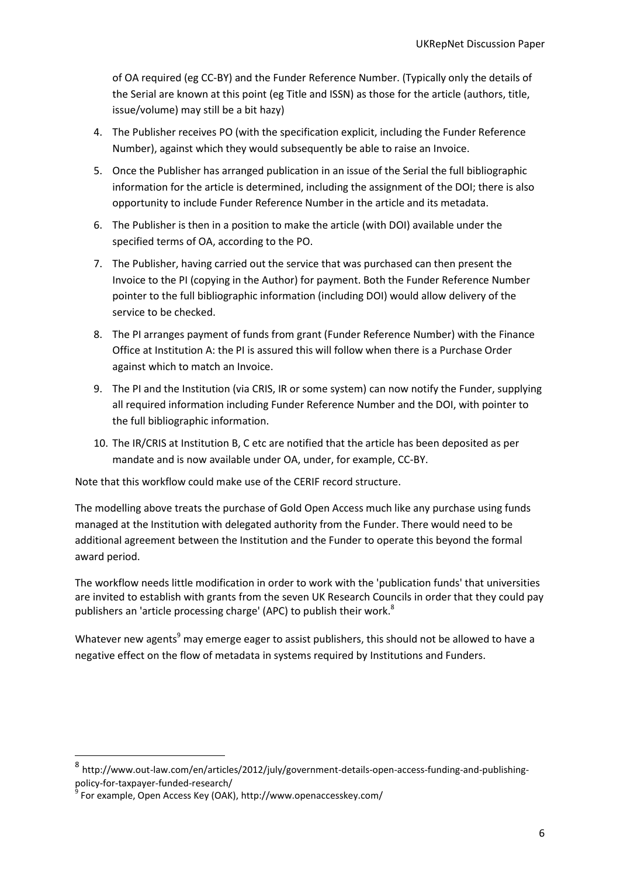of OA required (eg CC-BY) and the Funder Reference Number. (Typically only the details of the Serial are known at this point (eg Title and ISSN) as those for the article (authors, title, issue/volume) may still be a bit hazy)

4. The Publisher receives PO (with the specification explicit, including the Funder Reference Number), against which they would subsequently be able to raise an Invoice.
5. Once the Publisher has arranged publication in an issue of the Serial the full bibliographic information for the article is determined, including the assignment of the DOI; there is also opportunity to include Funder Reference Number in the article and its metadata.
6. The Publisher is then in a position to make the article (with DOI) available under the specified terms of OA, according to the PO.
7. The Publisher, having carried out the service that was purchased can then present the Invoice to the PI (copying in the Author) for payment. Both the Funder Reference Number pointer to the full bibliographic information (including DOI) would allow delivery of the service to be checked.
8. The PI arranges payment of funds from grant (Funder Reference Number) with the Finance Office at Institution A: the PI is assured this will follow when there is a Purchase Order against which to match an Invoice.
9. The PI and the Institution (via CRIS, IR or some system) can now notify the Funder, supplying all required information including Funder Reference Number and the DOI, with pointer to the full bibliographic information.
10. The IR/CRIS at Institution B, C etc are notified that the article has been deposited as per mandate and is now available under OA, under, for example, CC-BY.

Note that this workflow could make use of the CERIF record structure.

The modelling above treats the purchase of Gold Open Access much like any purchase using funds managed at the Institution with delegated authority from the Funder. There would need to be additional agreement between the Institution and the Funder to operate this beyond the formal award period.

The workflow needs little modification in order to work with the 'publication funds' that universities are invited to establish with grants from the seven UK Research Councils in order that they could pay publishers an 'article processing charge' (APC) to publish their work.[8]

Whatever new agents[9] may emerge eager to assist publishers, this should not be allowed to have a negative effect on the flow of metadata in systems required by Institutions and Funders.

[8] http://www.out-law.com/en/articles/2012/july/government-details-open-access-funding-and-publishing-policy-for-taxpayer-funded-research/

[9] For example, Open Access Key (OAK), http://www.openaccesskey.com/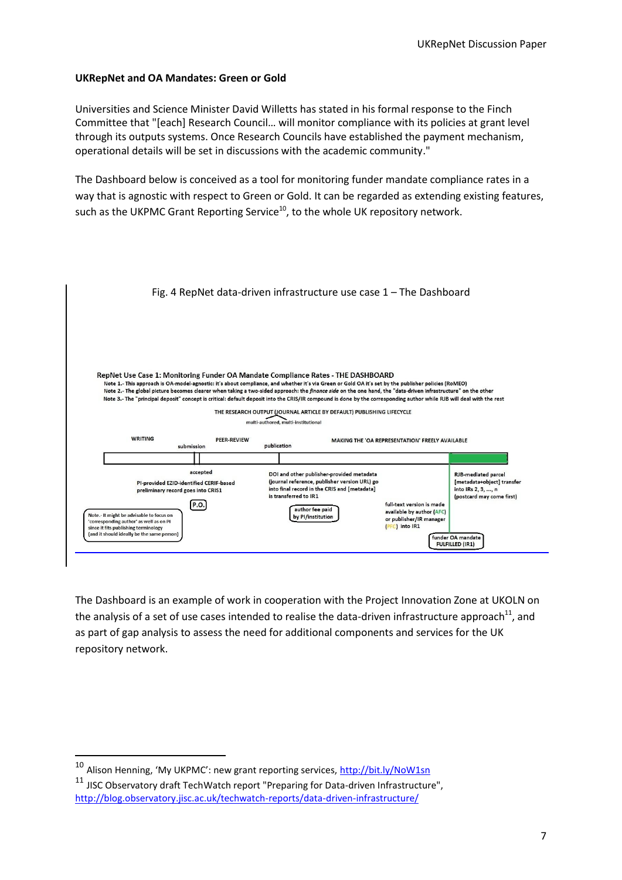### UKRepNet and OA Mandates: Green or Gold

Universities and Science Minister David Willetts has stated in his formal response to the Finch Committee that "[each] Research Council… will monitor compliance with its policies at grant level through its outputs systems. Once Research Councils have established the payment mechanism, operational details will be set in discussions with the academic community."

The Dashboard below is conceived as a tool for monitoring funder mandate compliance rates in a way that is agnostic with respect to Green or Gold. It can be regarded as extending existing features, such as the UKPMC Grant Reporting Service[10], to the whole UK repository network.

Fig. 4 RepNet data-driven infrastructure use case 1 – The Dashboard

**RepNet Use Case 1: Monitoring Funder OA Mandate Compliance Rates - THE DASHBOARD**

Note 1.- This approach is OA-model-agnostic: it's about compliance, and whether it's via Green or Gold OA it's set by the publisher policies (RoMEO)

Note 2.- The global picture becomes clearer when taking a two-sided approach: the *finance side* on the one hand, the "data-driven infrastructure" on the other

Note 3.- The "principal deposit" concept is critical: default deposit into the CRIS/IR compound is done by the corresponding author while RJB will deal with the rest

THE RESEARCH OUTPUT (JOURNAL ARTICLE BY DEFAULT) PUBLISHING LIFECYCLE

multi-authored, multi-institutional

WRITING — submission — PEER-REVIEW — publication — MAKING THE 'OA REPRESENTATION' FREELY AVAILABLE

accepted

PI-provided EZID-identified CERIF-based preliminary record goes into CRIS1

P.O.

Note.- It might be advisable to focus on 'corresponding author' as well as on PI since it fits publishing terminology (and it should ideally be the same person)

DOI and other publisher-provided metadata (journal reference, publisher version URL) go into final record in the CRIS and [metadata] is transferred to IR1

author fee paid by PI/institution

full-text version is made available by author (AFC) or publisher/IR manager (PFC) into IR1

RJB-mediated parcel [metadata+object] transfer into IRs 2, 3, ..., n (postcard may come first)

funder OA mandate FULFILLED (IR1)

The Dashboard is an example of work in cooperation with the Project Innovation Zone at UKOLN on the analysis of a set of use cases intended to realise the data-driven infrastructure approach[11], and as part of gap analysis to assess the need for additional components and services for the UK repository network.

---

[10] Alison Henning, 'My UKPMC': new grant reporting services, http://bit.ly/NoW1sn

[11] JISC Observatory draft TechWatch report "Preparing for Data-driven Infrastructure", http://blog.observatory.jisc.ac.uk/techwatch-reports/data-driven-infrastructure/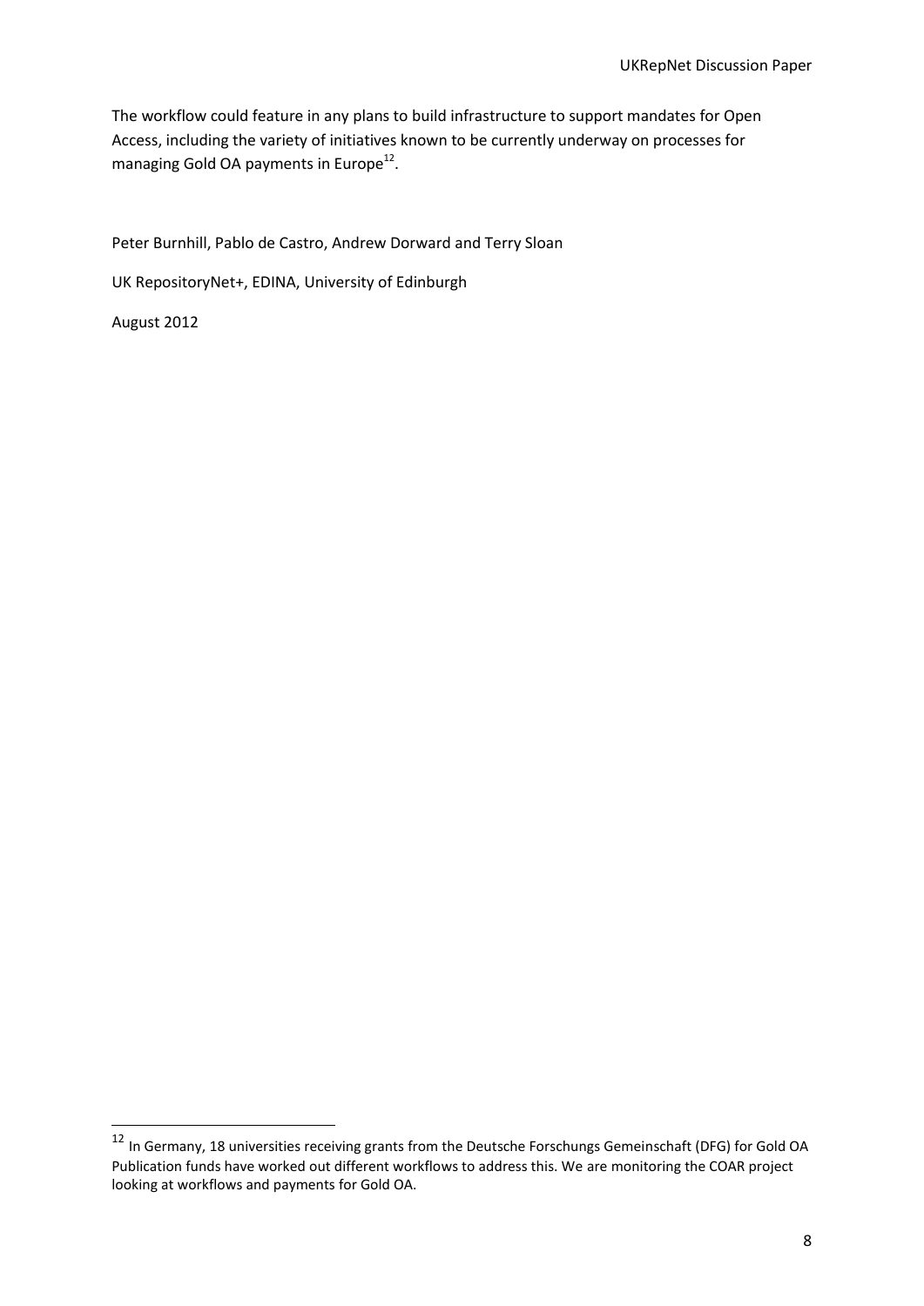The workflow could feature in any plans to build infrastructure to support mandates for Open Access, including the variety of initiatives known to be currently underway on processes for managing Gold OA payments in Europe[12].

Peter Burnhill, Pablo de Castro, Andrew Dorward and Terry Sloan

UK RepositoryNet+, EDINA, University of Edinburgh

August 2012

---

[12] In Germany, 18 universities receiving grants from the Deutsche Forschungs Gemeinschaft (DFG) for Gold OA Publication funds have worked out different workflows to address this. We are monitoring the COAR project looking at workflows and payments for Gold OA.